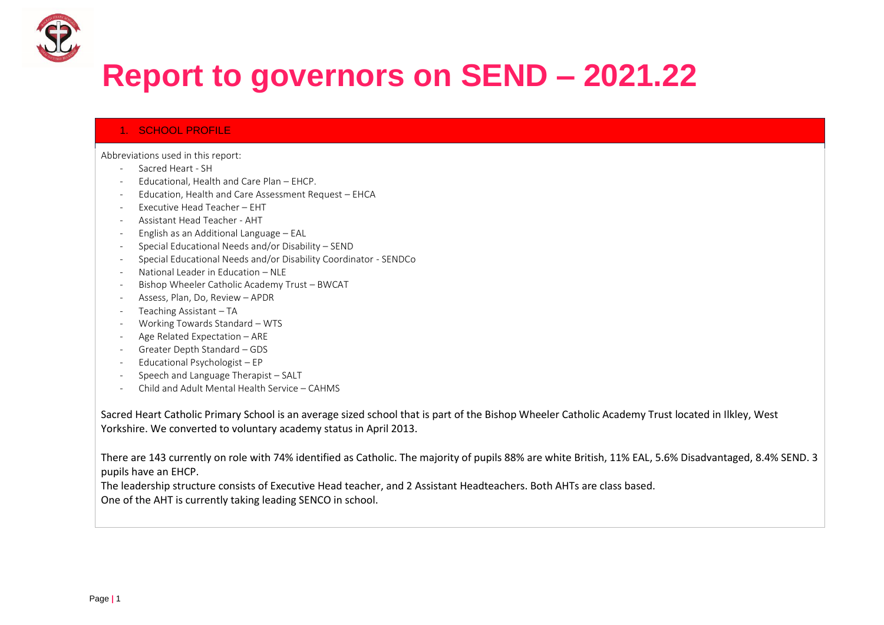# Report to governors on SEND – 2021.22

## 1. SCHOOL PROFILE

Abbreviations used in this report:

- Sacred Heart - SH
- Educational, Health and Care Plan – EHCP.
- Education, Health and Care Assessment Request – EHCA
- Executive Head Teacher – EHT
- Assistant Head Teacher - AHT
- English as an Additional Language – EAL
- Special Educational Needs and/or Disability – SEND
- Special Educational Needs and/or Disability Coordinator - SENDCo
- National Leader in Education – NLE
- Bishop Wheeler Catholic Academy Trust – BWCAT
- Assess, Plan, Do, Review – APDR
- Teaching Assistant – TA
- Working Towards Standard – WTS
- Age Related Expectation – ARE
- Greater Depth Standard – GDS
- Educational Psychologist – EP
- Speech and Language Therapist – SALT
- Child and Adult Mental Health Service – CAHMS

Sacred Heart Catholic Primary School is an average sized school that is part of the Bishop Wheeler Catholic Academy Trust located in Ilkley, West Yorkshire. We converted to voluntary academy status in April 2013.

There are 143 currently on role with 74% identified as Catholic. The majority of pupils 88% are white British, 11% EAL, 5.6% Disadvantaged, 8.4% SEND. 3 pupils have an EHCP.

The leadership structure consists of Executive Head teacher, and 2 Assistant Headteachers. Both AHTs are class based.

One of the AHT is currently taking leading SENCO in school.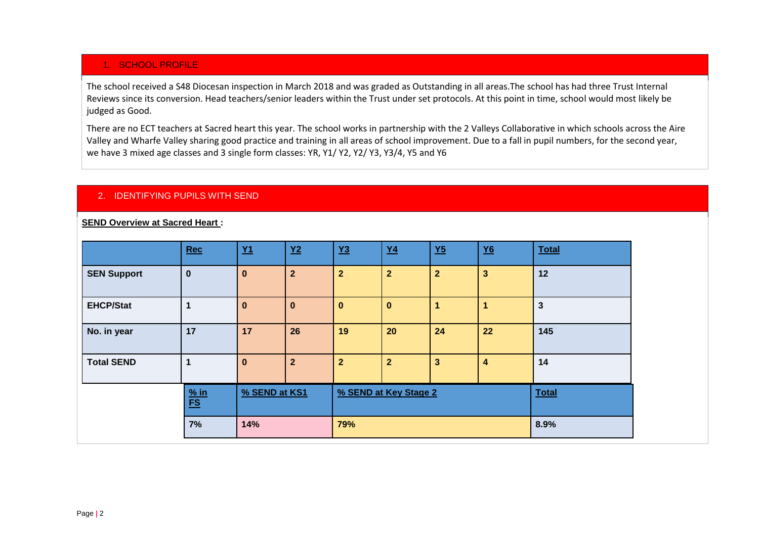## 1. SCHOOL PROFILE

The school received a S48 Diocesan inspection in March 2018 and was graded as Outstanding in all areas.The school has had three Trust Internal Reviews since its conversion. Head teachers/senior leaders within the Trust under set protocols. At this point in time, school would most likely be judged as Good.

There are no ECT teachers at Sacred heart this year. The school works in partnership with the 2 Valleys Collaborative in which schools across the Aire Valley and Wharfe Valley sharing good practice and training in all areas of school improvement. Due to a fall in pupil numbers, for the second year, we have 3 mixed age classes and 3 single form classes: YR, Y1/ Y2, Y2/ Y3, Y3/4, Y5 and Y6

## 2. IDENTIFYING PUPILS WITH SEND

**SEND Overview at Sacred Heart :**

| | Rec | Y1 | Y2 | Y3 | Y4 | Y5 | Y6 | Total |
|---|---|---|---|---|---|---|---|---|
| **SEN Support** | 0 | 0 | 2 | 2 | 2 | 2 | 3 | 12 |
| **EHCP/Stat** | 1 | 0 | 0 | 0 | 0 | 1 | 1 | 3 |
| **No. in year** | 17 | 17 | 26 | 19 | 20 | 24 | 22 | 145 |
| **Total SEND** | 1 | 0 | 2 | 2 | 2 | 3 | 4 | 14 |

| % in FS | % SEND at KS1 | % SEND at Key Stage 2 | Total |
|---|---|---|---|
| 7% | 14% | 79% | 8.9% |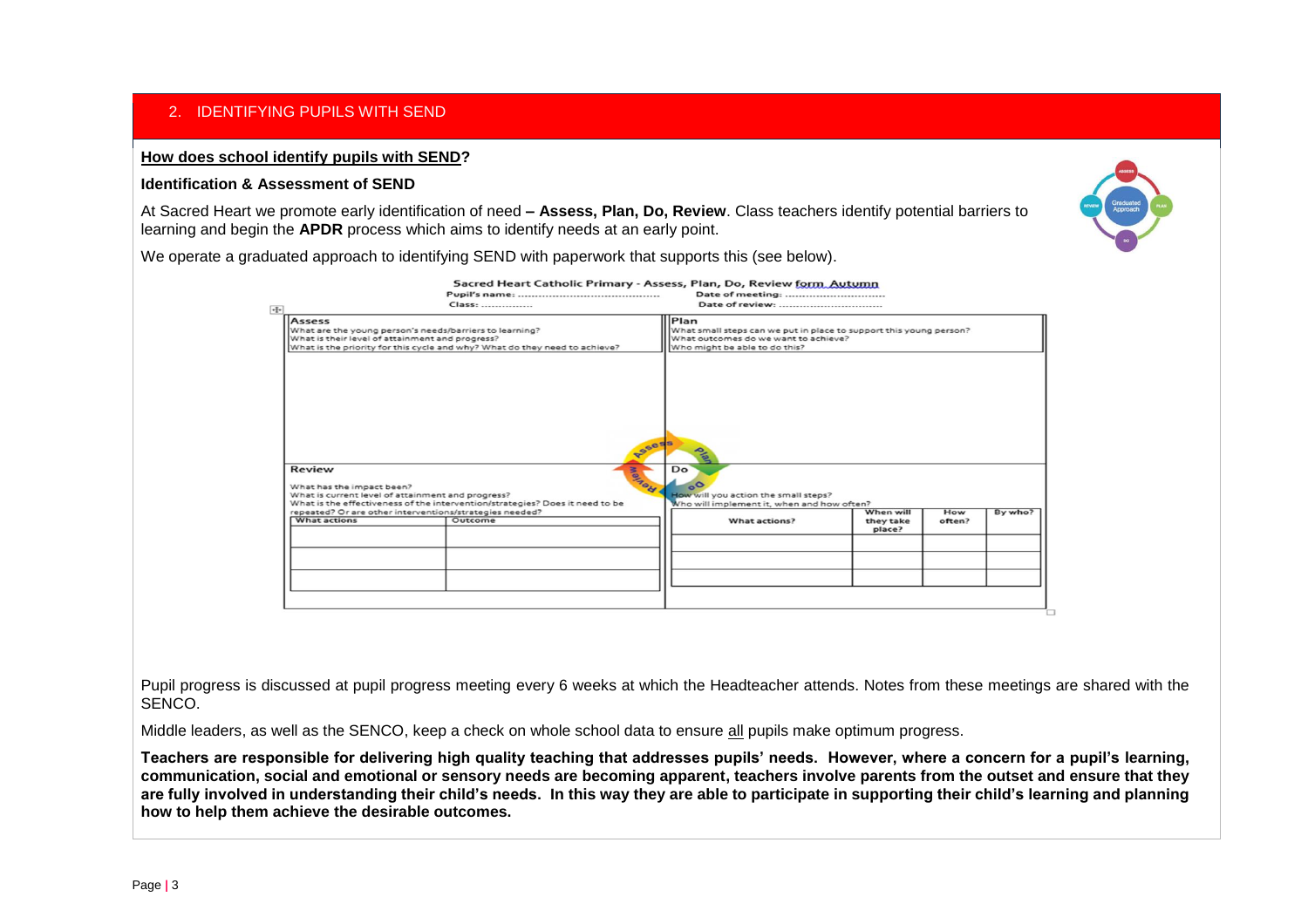## 2. IDENTIFYING PUPILS WITH SEND

**How does school identify pupils with SEND?**

**Identification & Assessment of SEND**

At Sacred Heart we promote early identification of need **– Assess, Plan, Do, Review**. Class teachers identify potential barriers to learning and begin the **APDR** process which aims to identify needs at an early point.

We operate a graduated approach to identifying SEND with paperwork that supports this (see below).

**Sacred Heart Catholic Primary - Assess, Plan, Do, Review form Autumn**

Pupil's name: ............................................ Date of meeting: ...............................

Class: ................ Date of review: ..................................

| Assess | Plan |
|---|---|
| What are the young person's needs/barriers to learning?<br>What is their level of attainment and progress?<br>What is the priority for this cycle and why? What do they need to achieve? | What small steps can we put in place to support this young person?<br>What outcomes do we want to achieve?<br>Who might be able to do this? |

**Review**

What has the impact been?
What is current level of attainment and progress?
What is the effectiveness of the intervention/strategies? Does it need to be repeated? Or are other interventions/strategies needed?

| What actions | Outcome |
|---|---|
| | |
| | |
| | |

**Do**

How will you action the small steps?
Who will implement it, when and how often?

| What actions? | When will they take place? | How often? | By who? |
|---|---|---|---|
| | | | |
| | | | |
| | | | |

Pupil progress is discussed at pupil progress meeting every 6 weeks at which the Headteacher attends. Notes from these meetings are shared with the SENCO.

Middle leaders, as well as the SENCO, keep a check on whole school data to ensure all pupils make optimum progress.

**Teachers are responsible for delivering high quality teaching that addresses pupils' needs. However, where a concern for a pupil's learning, communication, social and emotional or sensory needs are becoming apparent, teachers involve parents from the outset and ensure that they are fully involved in understanding their child's needs. In this way they are able to participate in supporting their child's learning and planning how to help them achieve the desirable outcomes.**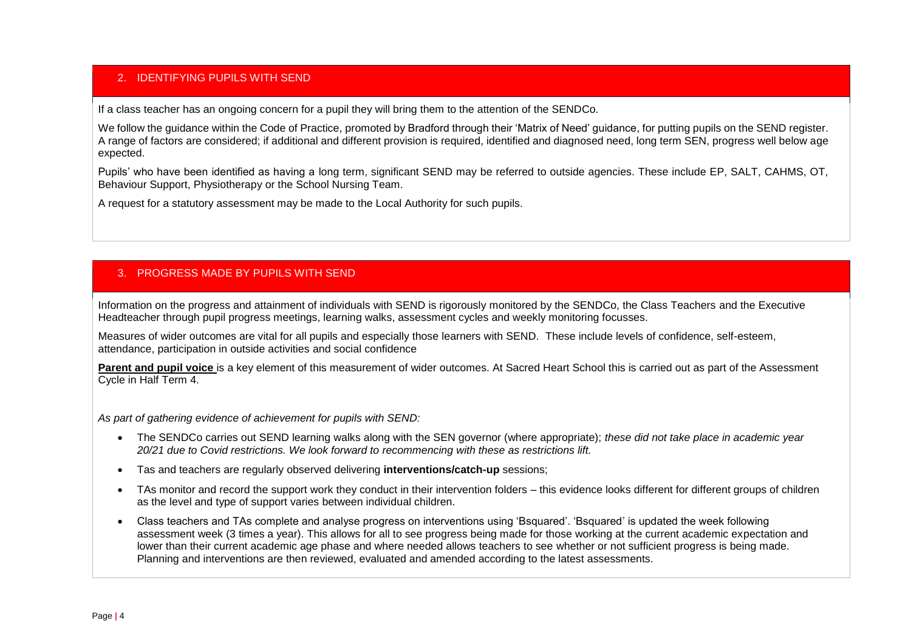## 2. IDENTIFYING PUPILS WITH SEND

If a class teacher has an ongoing concern for a pupil they will bring them to the attention of the SENDCo.

We follow the guidance within the Code of Practice, promoted by Bradford through their 'Matrix of Need' guidance, for putting pupils on the SEND register. A range of factors are considered; if additional and different provision is required, identified and diagnosed need, long term SEN, progress well below age expected.

Pupils' who have been identified as having a long term, significant SEND may be referred to outside agencies. These include EP, SALT, CAHMS, OT, Behaviour Support, Physiotherapy or the School Nursing Team.

A request for a statutory assessment may be made to the Local Authority for such pupils.

## 3. PROGRESS MADE BY PUPILS WITH SEND

Information on the progress and attainment of individuals with SEND is rigorously monitored by the SENDCo, the Class Teachers and the Executive Headteacher through pupil progress meetings, learning walks, assessment cycles and weekly monitoring focusses.

Measures of wider outcomes are vital for all pupils and especially those learners with SEND. These include levels of confidence, self-esteem, attendance, participation in outside activities and social confidence

**Parent and pupil voice** is a key element of this measurement of wider outcomes. At Sacred Heart School this is carried out as part of the Assessment Cycle in Half Term 4.

*As part of gathering evidence of achievement for pupils with SEND:*

- The SENDCo carries out SEND learning walks along with the SEN governor (where appropriate); *these did not take place in academic year 20/21 due to Covid restrictions. We look forward to recommencing with these as restrictions lift.*
- Tas and teachers are regularly observed delivering **interventions/catch-up** sessions;
- TAs monitor and record the support work they conduct in their intervention folders – this evidence looks different for different groups of children as the level and type of support varies between individual children.
- Class teachers and TAs complete and analyse progress on interventions using 'Bsquared'. 'Bsquared' is updated the week following assessment week (3 times a year). This allows for all to see progress being made for those working at the current academic expectation and lower than their current academic age phase and where needed allows teachers to see whether or not sufficient progress is being made. Planning and interventions are then reviewed, evaluated and amended according to the latest assessments.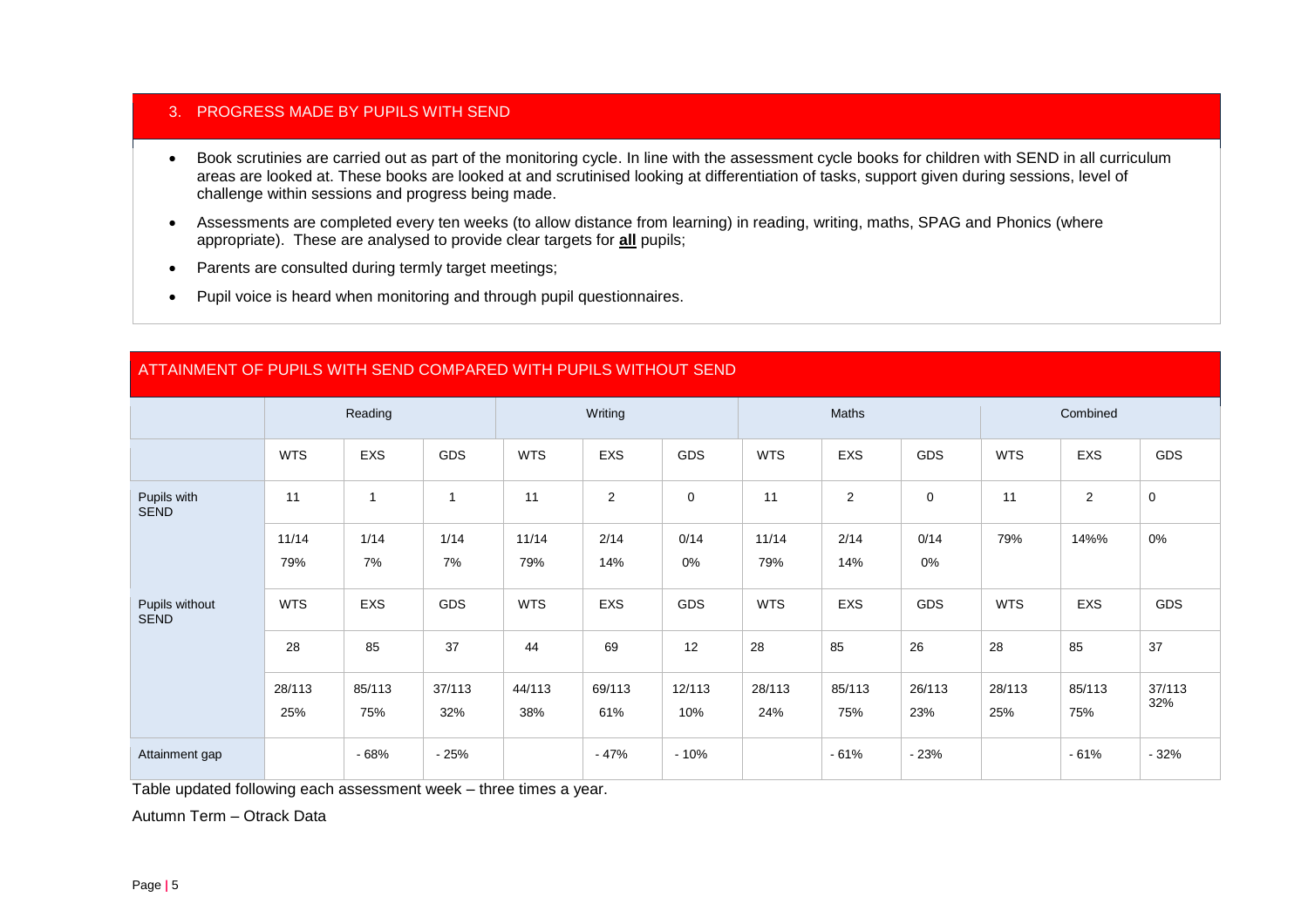## 3. PROGRESS MADE BY PUPILS WITH SEND

- Book scrutinies are carried out as part of the monitoring cycle. In line with the assessment cycle books for children with SEND in all curriculum areas are looked at. These books are looked at and scrutinised looking at differentiation of tasks, support given during sessions, level of challenge within sessions and progress being made.
- Assessments are completed every ten weeks (to allow distance from learning) in reading, writing, maths, SPAG and Phonics (where appropriate). These are analysed to provide clear targets for **all** pupils;
- Parents are consulted during termly target meetings;
- Pupil voice is heard when monitoring and through pupil questionnaires.

## ATTAINMENT OF PUPILS WITH SEND COMPARED WITH PUPILS WITHOUT SEND

| | Reading | | | Writing | | | Maths | | | Combined | | |
|---|---|---|---|---|---|---|---|---|---|---|---|---|
| | WTS | EXS | GDS | WTS | EXS | GDS | WTS | EXS | GDS | WTS | EXS | GDS |
| Pupils with SEND | 11 | 1 | 1 | 11 | 2 | 0 | 11 | 2 | 0 | 11 | 2 | 0 |
| | 11/14 79% | 1/14 7% | 1/14 7% | 11/14 79% | 2/14 14% | 0/14 0% | 11/14 79% | 2/14 14% | 0/14 0% | 79% | 14%% | 0% |
| Pupils without SEND | WTS | EXS | GDS | WTS | EXS | GDS | WTS | EXS | GDS | WTS | EXS | GDS |
| | 28 | 85 | 37 | 44 | 69 | 12 | 28 | 85 | 26 | 28 | 85 | 37 |
| | 28/113 25% | 85/113 75% | 37/113 32% | 44/113 38% | 69/113 61% | 12/113 10% | 28/113 24% | 85/113 75% | 26/113 23% | 28/113 25% | 85/113 75% | 37/113 32% |
| Attainment gap | | - 68% | - 25% | | - 47% | - 10% | | - 61% | - 23% | | - 61% | - 32% |

Table updated following each assessment week – three times a year.

Autumn Term – Otrack Data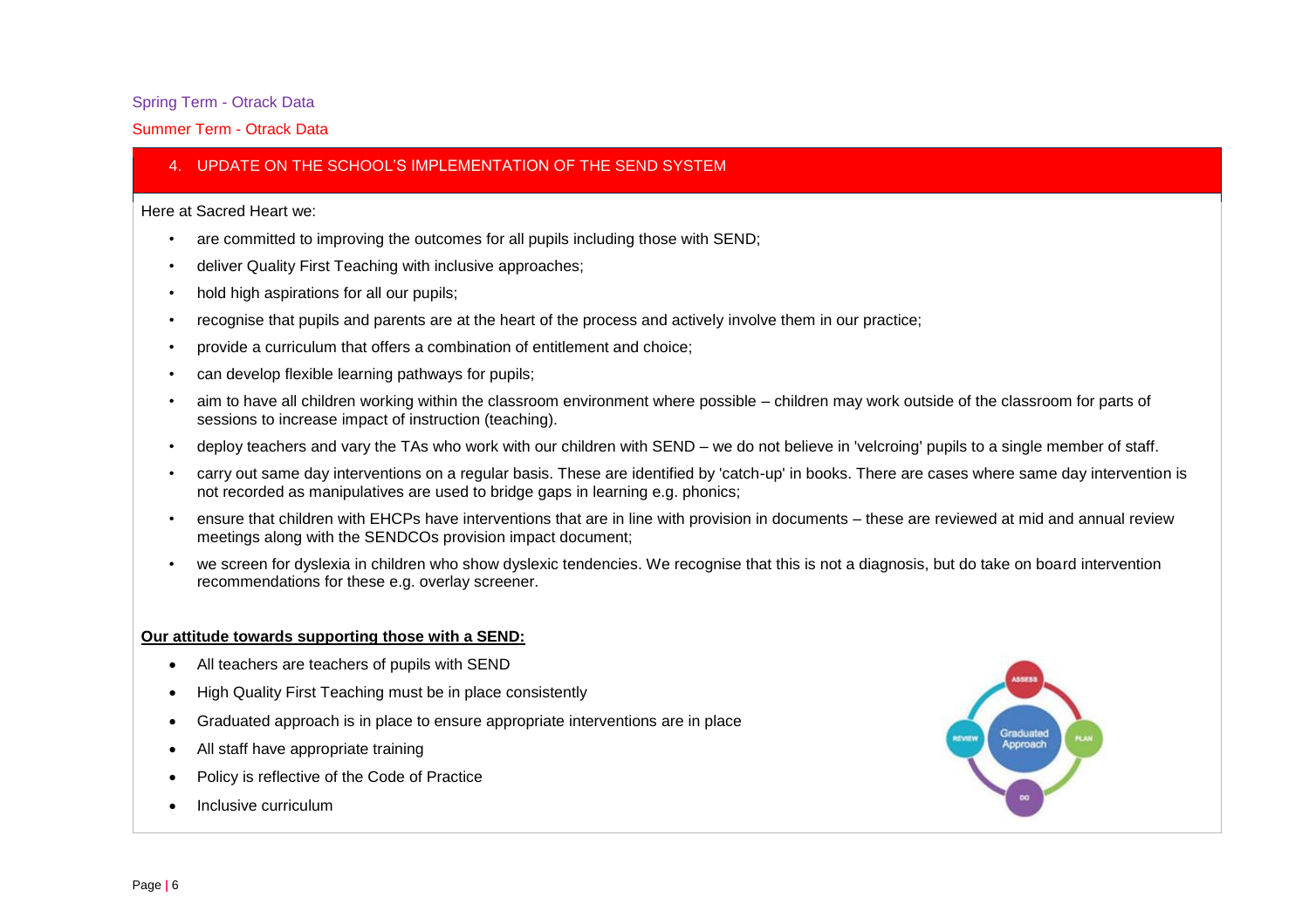Spring Term - Otrack Data

Summer Term - Otrack Data

## 4. UPDATE ON THE SCHOOL'S IMPLEMENTATION OF THE SEND SYSTEM

Here at Sacred Heart we:

- are committed to improving the outcomes for all pupils including those with SEND;
- deliver Quality First Teaching with inclusive approaches;
- hold high aspirations for all our pupils;
- recognise that pupils and parents are at the heart of the process and actively involve them in our practice;
- provide a curriculum that offers a combination of entitlement and choice;
- can develop flexible learning pathways for pupils;
- aim to have all children working within the classroom environment where possible – children may work outside of the classroom for parts of sessions to increase impact of instruction (teaching).
- deploy teachers and vary the TAs who work with our children with SEND – we do not believe in 'velcroing' pupils to a single member of staff.
- carry out same day interventions on a regular basis. These are identified by 'catch-up' in books. There are cases where same day intervention is not recorded as manipulatives are used to bridge gaps in learning e.g. phonics;
- ensure that children with EHCPs have interventions that are in line with provision in documents – these are reviewed at mid and annual review meetings along with the SENDCOs provision impact document;
- we screen for dyslexia in children who show dyslexic tendencies. We recognise that this is not a diagnosis, but do take on board intervention recommendations for these e.g. overlay screener.

**Our attitude towards supporting those with a SEND:**

- All teachers are teachers of pupils with SEND
- High Quality First Teaching must be in place consistently
- Graduated approach is in place to ensure appropriate interventions are in place
- All staff have appropriate training
- Policy is reflective of the Code of Practice
- Inclusive curriculum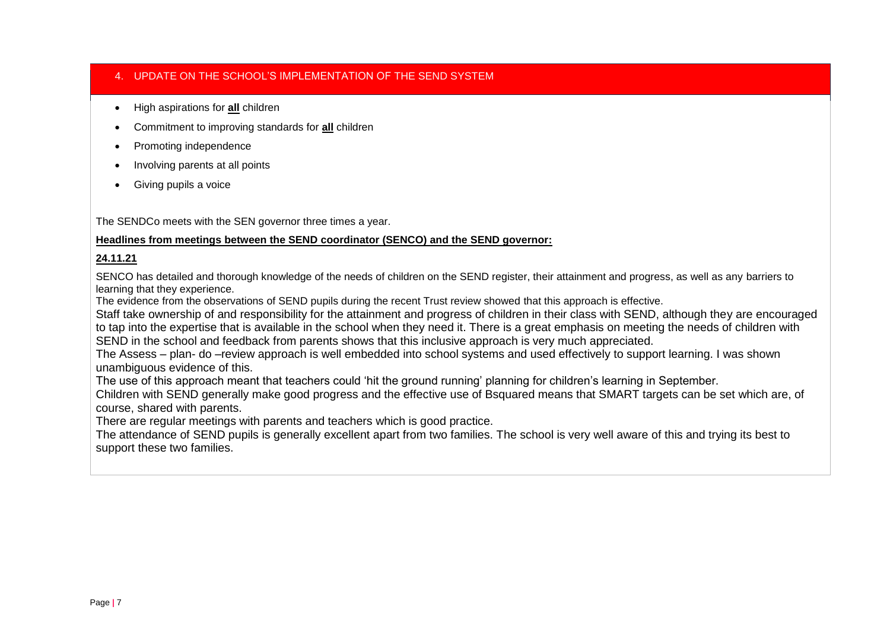## 4. UPDATE ON THE SCHOOL'S IMPLEMENTATION OF THE SEND SYSTEM

- High aspirations for **all** children
- Commitment to improving standards for **all** children
- Promoting independence
- Involving parents at all points
- Giving pupils a voice

The SENDCo meets with the SEN governor three times a year.

**Headlines from meetings between the SEND coordinator (SENCO) and the SEND governor:**

**24.11.21**

SENCO has detailed and thorough knowledge of the needs of children on the SEND register, their attainment and progress, as well as any barriers to learning that they experience.

The evidence from the observations of SEND pupils during the recent Trust review showed that this approach is effective.

Staff take ownership of and responsibility for the attainment and progress of children in their class with SEND, although they are encouraged to tap into the expertise that is available in the school when they need it. There is a great emphasis on meeting the needs of children with SEND in the school and feedback from parents shows that this inclusive approach is very much appreciated.

The Assess – plan- do –review approach is well embedded into school systems and used effectively to support learning. I was shown unambiguous evidence of this.

The use of this approach meant that teachers could 'hit the ground running' planning for children's learning in September.

Children with SEND generally make good progress and the effective use of Bsquared means that SMART targets can be set which are, of course, shared with parents.

There are regular meetings with parents and teachers which is good practice.

The attendance of SEND pupils is generally excellent apart from two families. The school is very well aware of this and trying its best to support these two families.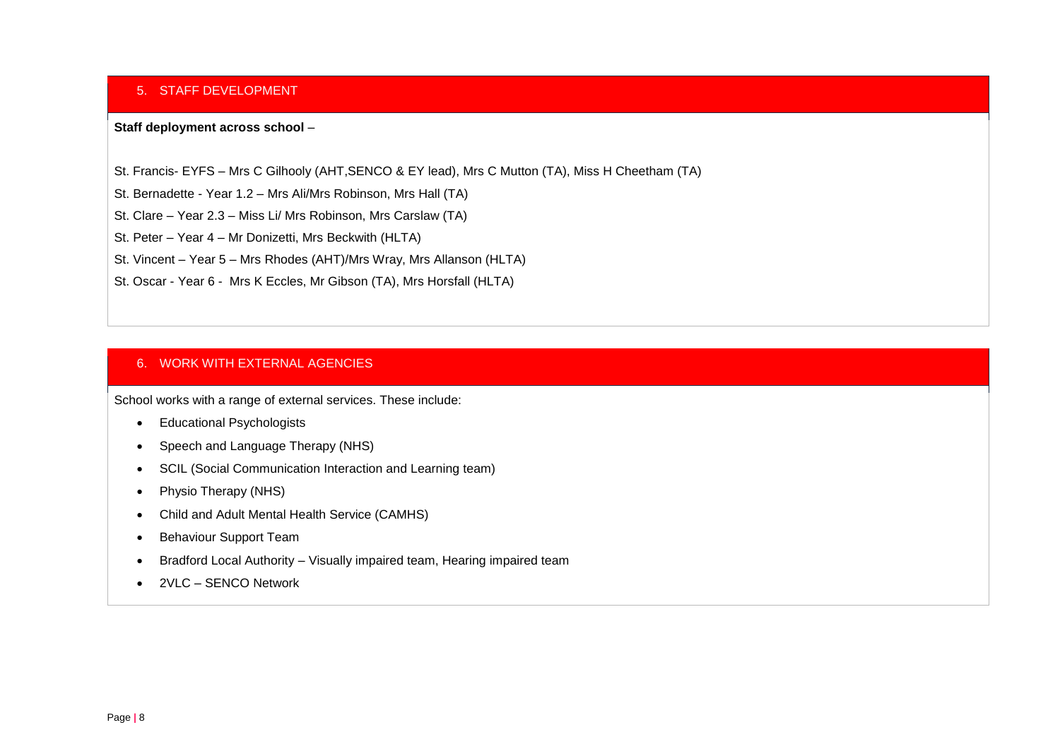## 5. STAFF DEVELOPMENT

**Staff deployment across school** –

St. Francis- EYFS – Mrs C Gilhooly (AHT,SENCO & EY lead), Mrs C Mutton (TA), Miss H Cheetham (TA)

St. Bernadette - Year 1.2 – Mrs Ali/Mrs Robinson, Mrs Hall (TA)

St. Clare – Year 2.3 – Miss Li/ Mrs Robinson, Mrs Carslaw (TA)

St. Peter – Year 4 – Mr Donizetti, Mrs Beckwith (HLTA)

St. Vincent – Year 5 – Mrs Rhodes (AHT)/Mrs Wray, Mrs Allanson (HLTA)

St. Oscar - Year 6 - Mrs K Eccles, Mr Gibson (TA), Mrs Horsfall (HLTA)

## 6. WORK WITH EXTERNAL AGENCIES

School works with a range of external services. These include:

- Educational Psychologists
- Speech and Language Therapy (NHS)
- SCIL (Social Communication Interaction and Learning team)
- Physio Therapy (NHS)
- Child and Adult Mental Health Service (CAMHS)
- Behaviour Support Team
- Bradford Local Authority – Visually impaired team, Hearing impaired team
- 2VLC – SENCO Network